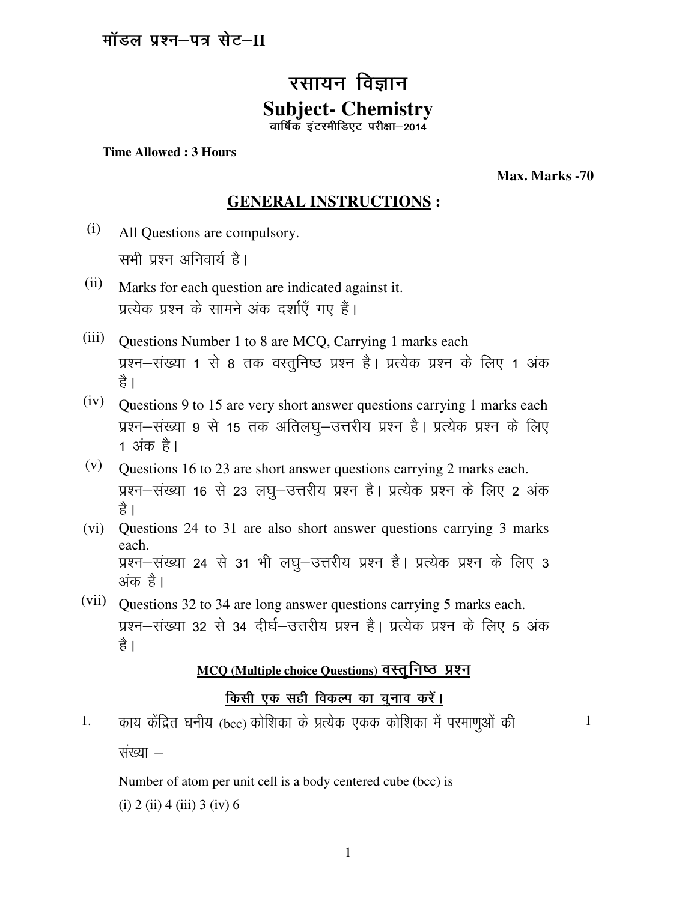मॉडल प्रश्न–पत्र सेट–II

# रसायन विज्ञान

# Subject- Chemistry

वार्षिक इंटरमीडिएट परीक्षा–2014

**Time Allowed : 3 Hours**

**Max. Marks -70**

## GENERAL INSTRUCTIONS :

(i) All Questions are compulsory.
सभी प्रश्न अनिवार्य है।

(ii) Marks for each question are indicated against it.
प्रत्येक प्रश्न के सामने अंक दर्शाएँ गए हैं।

(iii) Questions Number 1 to 8 are MCQ, Carrying 1 marks each
प्रश्न–संख्या 1 से 8 तक वस्तुनिष्ठ प्रश्न है। प्रत्येक प्रश्न के लिए 1 अंक है।

(iv) Questions 9 to 15 are very short answer questions carrying 1 marks each
प्रश्न–संख्या 9 से 15 तक अतिलघु–उत्तरीय प्रश्न है। प्रत्येक प्रश्न के लिए 1 अंक है।

(v) Questions 16 to 23 are short answer questions carrying 2 marks each.
प्रश्न–संख्या 16 से 23 लघु–उत्तरीय प्रश्न है। प्रत्येक प्रश्न के लिए 2 अंक है।

(vi) Questions 24 to 31 are also short answer questions carrying 3 marks each.
प्रश्न–संख्या 24 से 31 भी लघु–उत्तरीय प्रश्न है। प्रत्येक प्रश्न के लिए 3 अंक है।

(vii) Questions 32 to 34 are long answer questions carrying 5 marks each.
प्रश्न–संख्या 32 से 34 दीर्घ–उत्तरीय प्रश्न है। प्रत्येक प्रश्न के लिए 5 अंक है।

### MCQ (Multiple choice Questions) वस्तुनिष्ठ प्रश्न

**किसी एक सही विकल्प का चुनाव करें।**

1. काय केंद्रित घनीय (bcc) कोशिका के प्रत्येक एकक कोशिका में परमाणुओं की संख्या – (1)

   Number of atom per unit cell is a body centered cube (bcc) is

   (i) 2 (ii) 4 (iii) 3 (iv) 6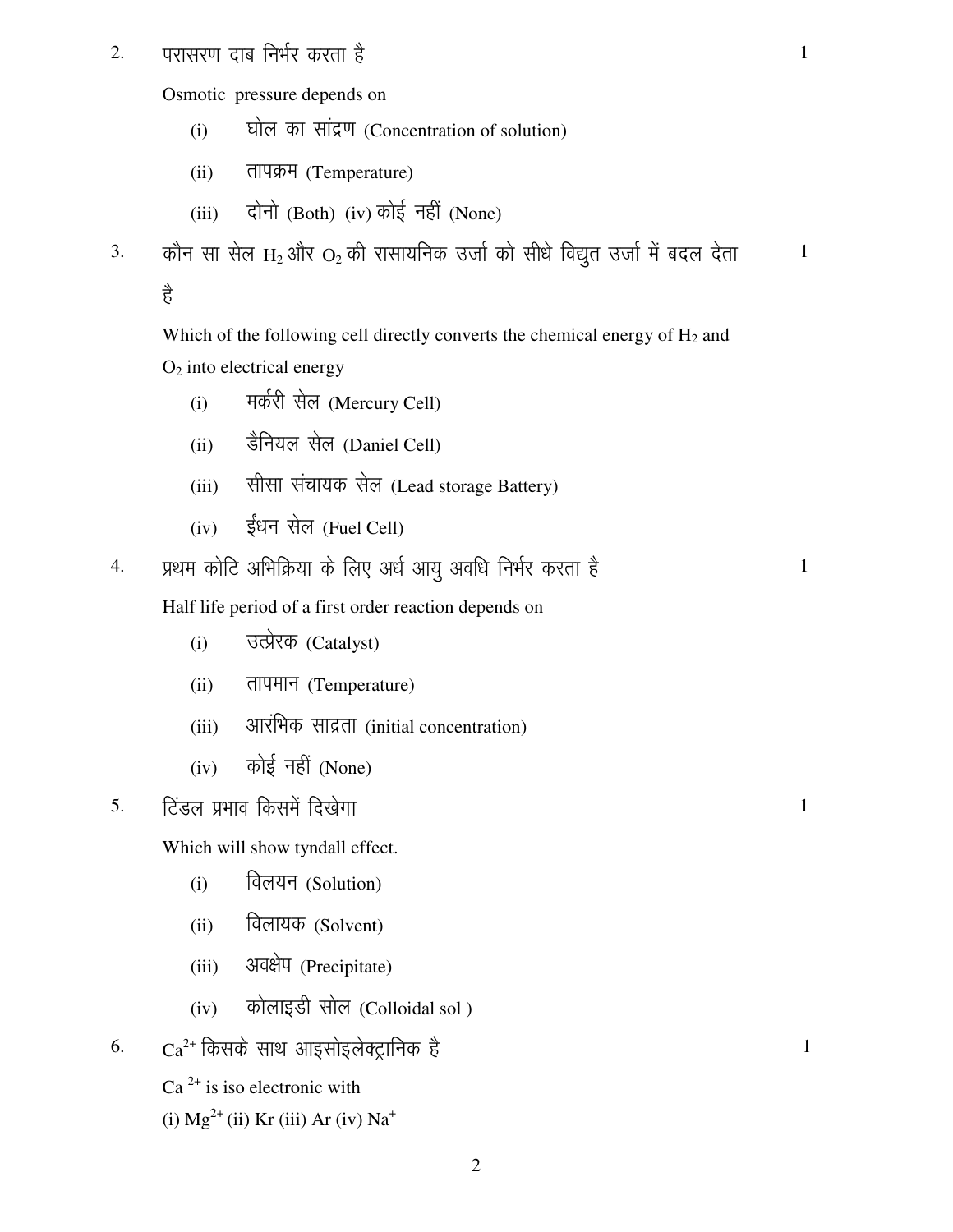2. परासरण दाब निर्भर करता है 1

Osmotic pressure depends on

(i) घोल का सांद्रण (Concentration of solution)

(ii) तापक्रम (Temperature)

(iii) दोनो (Both) (iv) कोई नहीं (None)

3. कौन सा सेल $H_2$ और $O_2$ की रासायनिक उर्जा को सीधे विद्युत उर्जा में बदल देता है 1

Which of the following cell directly converts the chemical energy of $H_2$ and $O_2$ into electrical energy

(i) मर्करी सेल (Mercury Cell)

(ii) डैनियल सेल (Daniel Cell)

(iii) सीसा संचायक सेल (Lead storage Battery)

(iv) ईंधन सेल (Fuel Cell)

4. प्रथम कोटि अभिक्रिया के लिए अर्ध आयु अवधि निर्भर करता है 1

Half life period of a first order reaction depends on

(i) उत्प्रेरक (Catalyst)

(ii) तापमान (Temperature)

(iii) आरंभिक साद्रता (initial concentration)

(iv) कोई नहीं (None)

5. टिंडल प्रभाव किसमें दिखेगा 1

Which will show tyndall effect.

(i) विलयन (Solution)

(ii) विलायक (Solvent)

(iii) अवक्षेप (Precipitate)

(iv) कोलाइडी सोल (Colloidal sol )

6. $Ca^{2+}$ किसके साथ आइसोइलेक्ट्रानिक है 1

$Ca^{2+}$ is iso electronic with

(i) $Mg^{2+}$ (ii) Kr (iii) Ar (iv) $Na^{+}$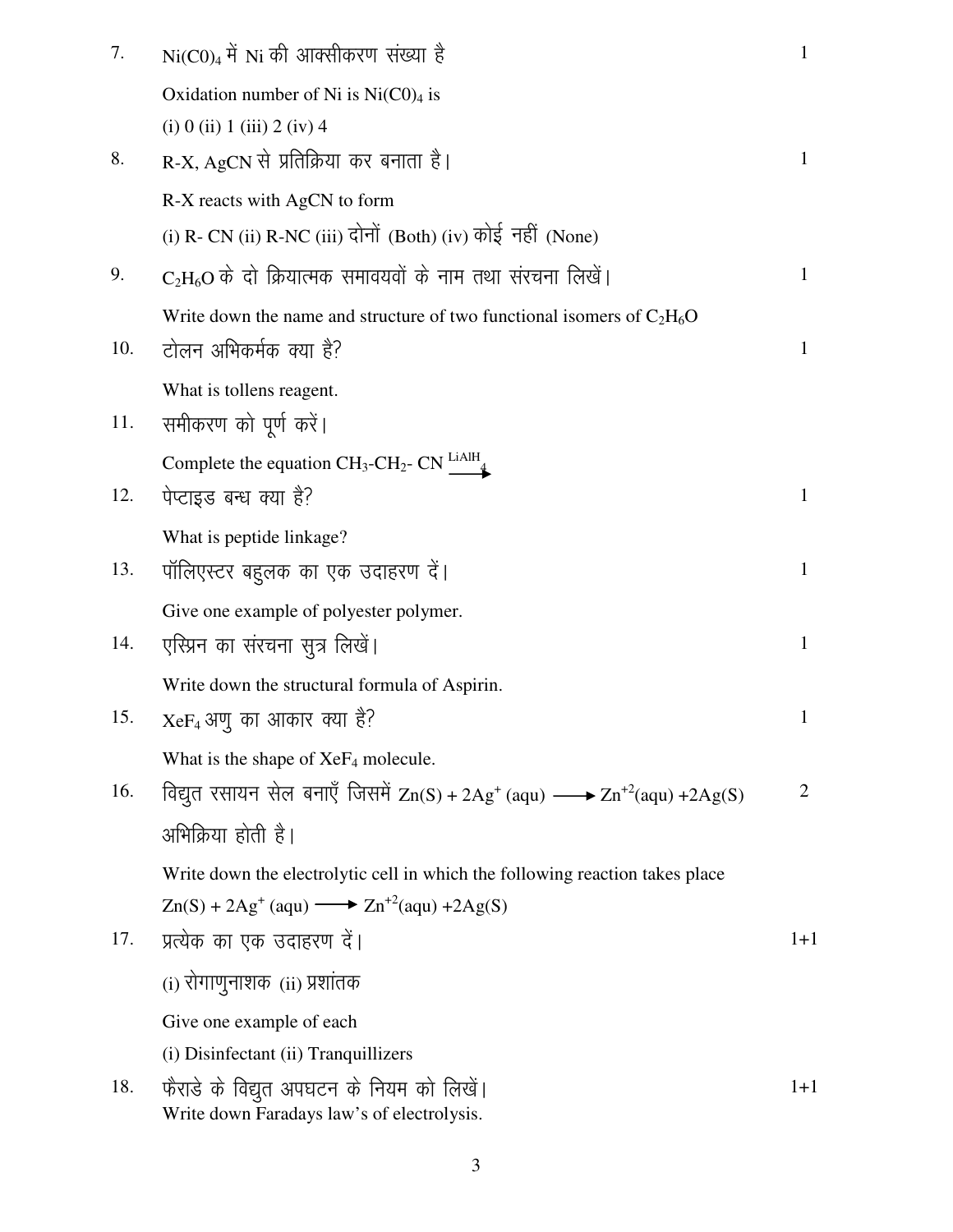7. $Ni(C0)_4$ में Ni की आक्सीकरण संख्या है — 1

   Oxidation number of Ni is $Ni(C0)_4$ is

   (i) 0 (ii) 1 (iii) 2 (iv) 4

8. R-X, AgCN से प्रतिक्रिया कर बनाता है। — 1

   R-X reacts with AgCN to form

   (i) R- CN (ii) R-NC (iii) दोनों (Both) (iv) कोई नहीं (None)

9. $C_2H_6O$ के दो क्रियात्मक समावयवों के नाम तथा संरचना लिखें। — 1

   Write down the name and structure of two functional isomers of $C_2H_6O$

10. टोलन अभिकर्मक क्या है? — 1

    What is tollens reagent.

11. समीकरण को पूर्ण करें।

    Complete the equation $CH_3\text{-}CH_2\text{-}CN \xrightarrow{LiAlH_4}$

12. पेप्टाइड बन्ध क्या है? — 1

    What is peptide linkage?

13. पॉलिएस्टर बहुलक का एक उदाहरण दें। — 1

    Give one example of polyester polymer.

14. एस्प्रिन का संरचना सुत्र लिखें। — 1

    Write down the structural formula of Aspirin.

15. $XeF_4$ अणु का आकार क्या है? — 1

    What is the shape of $XeF_4$ molecule.

16. विद्युत रसायन सेल बनाएँ जिसमें $Zn(S) + 2Ag^{+}(aqu) \longrightarrow Zn^{+2}(aqu) + 2Ag(S)$ अभिक्रिया होती है। — 2

    Write down the electrolytic cell in which the following reaction takes place

    $Zn(S) + 2Ag^{+}(aqu) \longrightarrow Zn^{+2}(aqu) + 2Ag(S)$

17. प्रत्येक का एक उदाहरण दें। — 1+1

    (i) रोगाणुनाशक (ii) प्रशांतक

    Give one example of each

    (i) Disinfectant (ii) Tranquillizers

18. फैराडे के विद्युत अपघटन के नियम को लिखें। — 1+1

    Write down Faradays law's of electrolysis.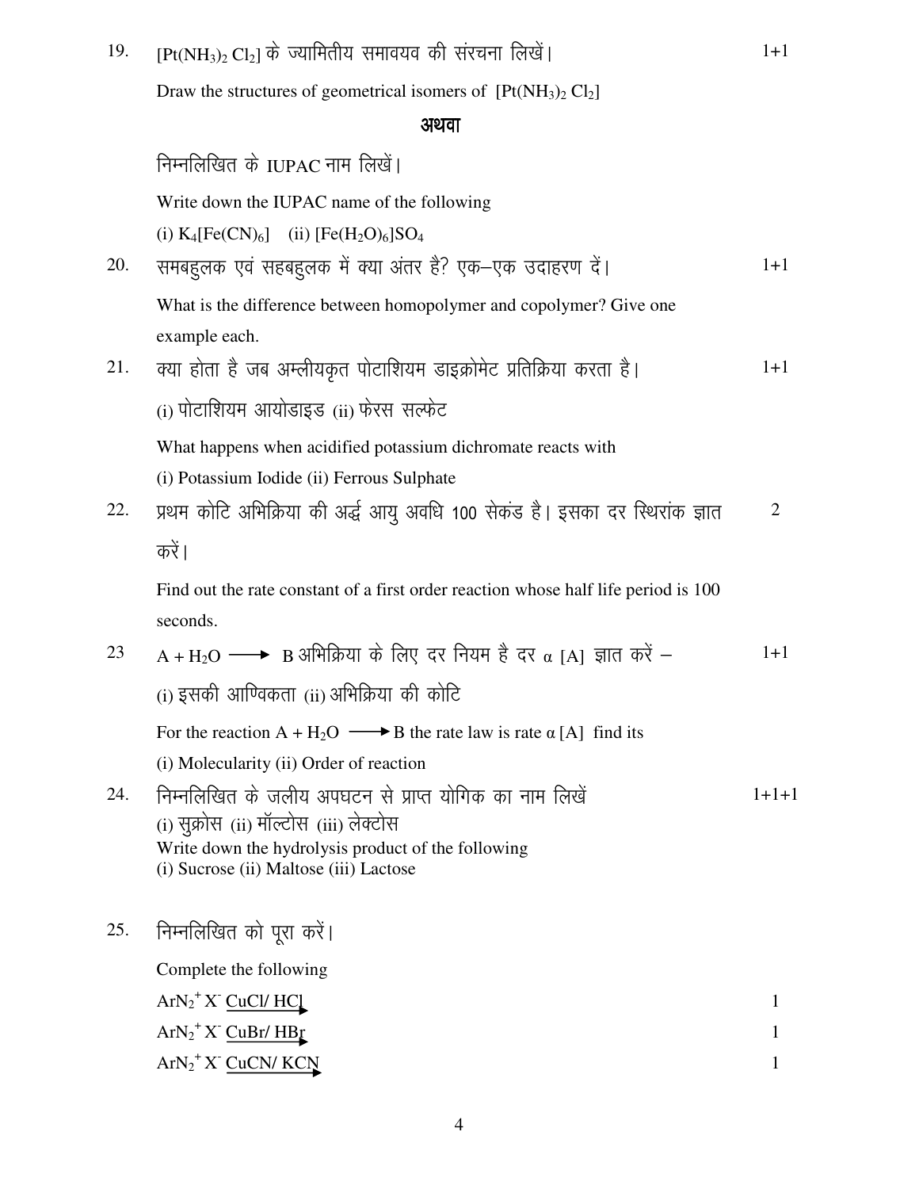19. $[Pt(NH_3)_2 Cl_2]$ के ज्यामितीय समावयव की संरचना लिखें। 1+1

Draw the structures of geometrical isomers of $[Pt(NH_3)_2 Cl_2]$

**अथवा**

निम्नलिखित के IUPAC नाम लिखें।

Write down the IUPAC name of the following

(i) $K_4[Fe(CN)_6]$ (ii) $[Fe(H_2O)_6]SO_4$

20. समबहुलक एवं सहबहुलक में क्या अंतर है? एक–एक उदाहरण दें। 1+1

What is the difference between homopolymer and copolymer? Give one example each.

21. क्या होता है जब अम्लीयकृत पोटाशियम डाइक्रोमेट प्रतिक्रिया करता है। 1+1

(i) पोटाशियम आयोडाइड (ii) फेरस सल्फेट

What happens when acidified potassium dichromate reacts with

(i) Potassium Iodide (ii) Ferrous Sulphate

22. प्रथम कोटि अभिक्रिया की अर्द्ध आयु अवधि 100 सेकंड है। इसका दर स्थिरांक ज्ञात करें। 2

Find out the rate constant of a first order reaction whose half life period is 100 seconds.

23. $A + H_2O \longrightarrow B$ अभिक्रिया के लिए दर नियम है दर $\alpha$ [A] ज्ञात करें – 1+1

(i) इसकी आण्विकता (ii) अभिक्रिया की कोटि

For the reaction $A + H_2O \longrightarrow B$ the rate law is rate $\alpha$ [A] find its

(i) Molecularity (ii) Order of reaction

24. निम्नलिखित के जलीय अपघटन से प्राप्त योगिक का नाम लिखें 1+1+1

(i) सुक्रोस (ii) मॉल्टोस (iii) लेक्टोस

Write down the hydrolysis product of the following

(i) Sucrose (ii) Maltose (iii) Lactose

25. निम्नलिखित को पूरा करें।

Complete the following

$ArN_2^+X^- \xrightarrow{CuCl/\ HCl}$ 1

$ArN_2^+X^- \xrightarrow{CuBr/\ HBr}$ 1

$ArN_2^+X^- \xrightarrow{CuCN/\ KCN}$ 1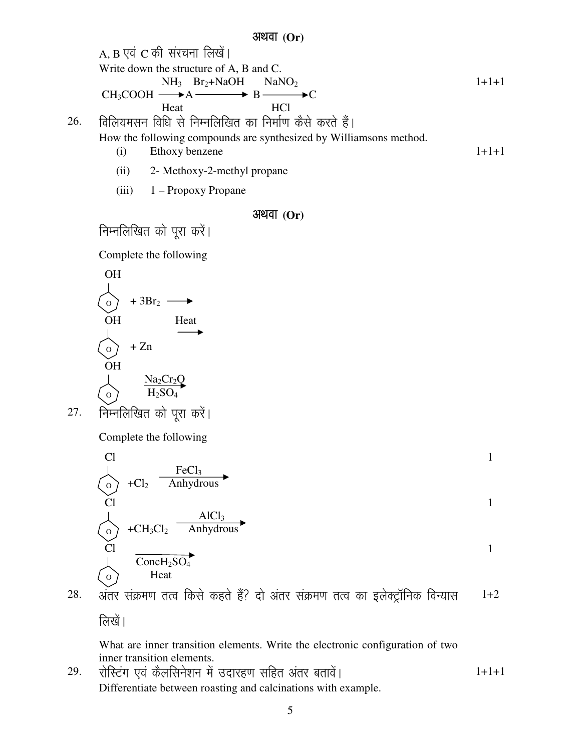**अथवा (Or)**

A, B एवं C की संरचना लिखें।

Write down the structure of A, B and C. 1+1+1

$$CH_3COOH \xrightarrow[\text{Heat}]{NH_3} A \xrightarrow{Br_2+NaOH} B \xrightarrow[HCl]{NaNO_2} C$$

26. विलियमसन विधि से निम्नलिखित का निर्माण कैसे करते हैं।

How the following compounds are synthesized by Williamsons method. 1+1+1

(i) Ethoxy benzene

(ii) 2- Methoxy-2-methyl propane

(iii) 1 – Propoxy Propane

**अथवा (Or)**

निम्नलिखित को पूरा करें।

Complete the following

$C_6H_5OH + 3Br_2 \longrightarrow$

$C_6H_5OH + Zn \xrightarrow{\text{Heat}}$

$C_6H_5OH \xrightarrow[H_2SO_4]{Na_2Cr_2O}$

27. निम्नलिखित को पूरा करें।

Complete the following

$C_6H_5Cl + Cl_2 \xrightarrow[\text{Anhydrous}]{FeCl_3}$ 1

$C_6H_5Cl + CH_3Cl_2 \xrightarrow[\text{Anhydrous}]{AlCl_3}$ 1

$C_6H_5Cl \xrightarrow[\text{Heat}]{\text{Conc}H_2SO_4}$ 1

28. अंतर संक्रमण तत्व किसे कहते हैं? दो अंतर संक्रमण तत्व का इलेक्ट्रॉनिक विन्यास लिखें। 1+2

What are inner transition elements. Write the electronic configuration of two inner transition elements.

29. रोस्टिंग एवं कैलसिनेशन में उदारहण सहित अंतर बतावें। 1+1+1

Differentiate between roasting and calcinations with example.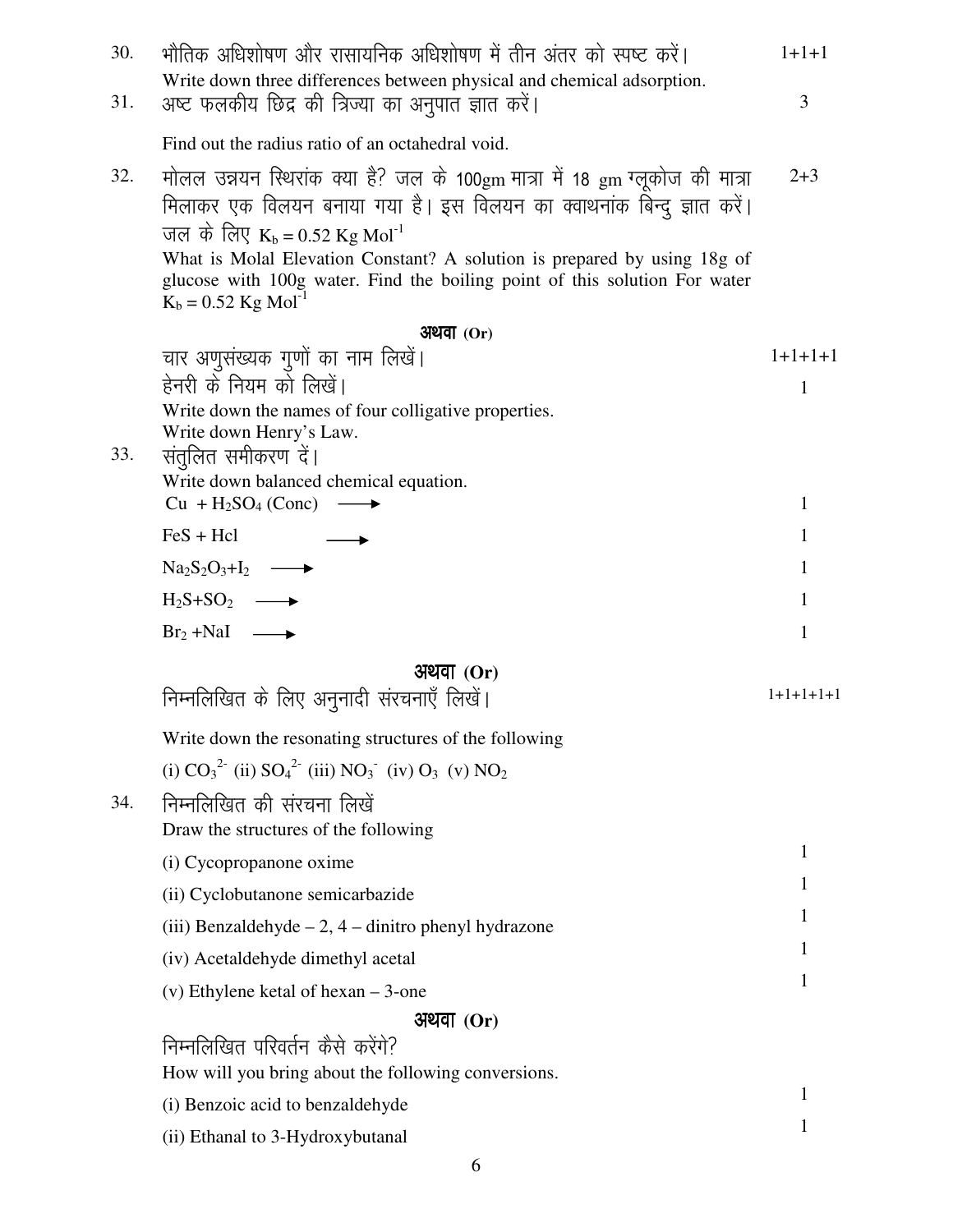30. भौतिक अधिशोषण और रासायनिक अधिशोषण में तीन अंतर को स्पष्ट करें। 1+1+1

Write down three differences between physical and chemical adsorption.

31. अष्ट फलकीय छिद्र की त्रिज्या का अनुपात ज्ञात करें। 3

Find out the radius ratio of an octahedral void.

32. मोलल उन्नयन स्थिरांक क्या है? जल के 100gm मात्रा में 18 gm ग्लूकोज की मात्रा मिलाकर एक विलयन बनाया गया है। इस विलयन का क्वाथनांक बिन्दु ज्ञात करें। जल के लिए $K_b = 0.52$ Kg $Mol^{-1}$ 2+3

What is Molal Elevation Constant? A solution is prepared by using 18g of glucose with 100g water. Find the boiling point of this solution For water $K_b = 0.52$ Kg $Mol^{-1}$

**अथवा (Or)**

चार अणुसंख्यक गुणों का नाम लिखें। 1+1+1+1

हेनरी के नियम को लिखें। 1

Write down the names of four colligative properties.

Write down Henry's Law.

33. संतुलित समीकरण दें।

Write down balanced chemical equation.

- $Cu + H_2SO_4$ (Conc) $\longrightarrow$ 1
- FeS + Hcl $\longrightarrow$ 1
- $Na_2S_2O_3 + I_2 \longrightarrow$ 1
- $H_2S + SO_2 \longrightarrow$ 1
- $Br_2 + NaI \longrightarrow$ 1

**अथवा (Or)**

निम्नलिखित के लिए अनुनादी संरचनाएँ लिखें। 1+1+1+1+1

Write down the resonating structures of the following

(i) $CO_3^{2-}$ (ii) $SO_4^{2-}$ (iii) $NO_3^-$ (iv) $O_3$ (v) $NO_2$

34. निम्नलिखित की संरचना लिखें

Draw the structures of the following

- (i) Cycopropanone oxime 1
- (ii) Cyclobutanone semicarbazide 1
- (iii) Benzaldehyde – 2, 4 – dinitro phenyl hydrazone 1
- (iv) Acetaldehyde dimethyl acetal 1
- (v) Ethylene ketal of hexan – 3-one 1

**अथवा (Or)**

निम्नलिखित परिवर्तन कैसे करेंगे?

How will you bring about the following conversions.

- (i) Benzoic acid to benzaldehyde 1
- (ii) Ethanal to 3-Hydroxybutanal 1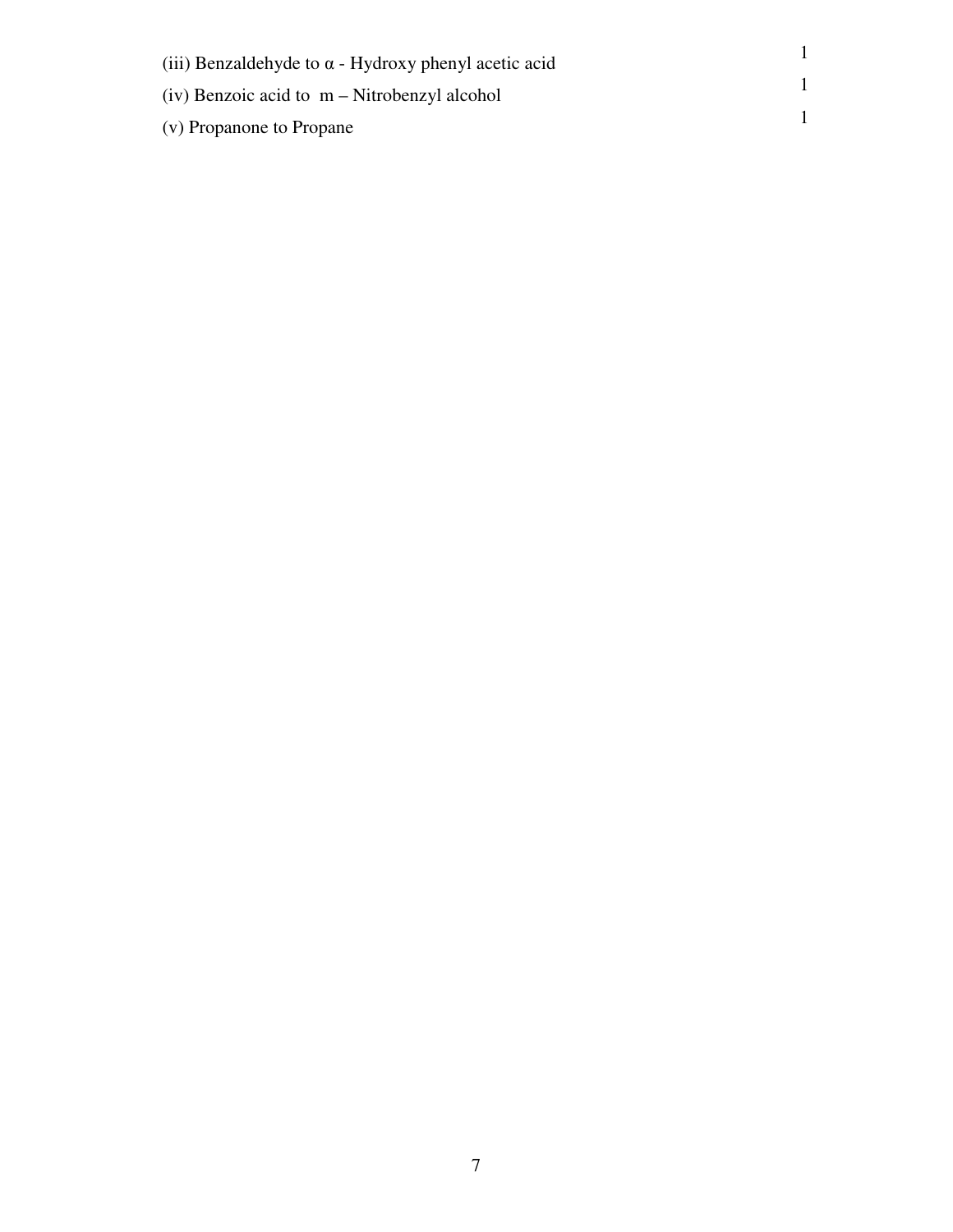(iii) Benzaldehyde to α - Hydroxy phenyl acetic acid 1

(iv) Benzoic acid to m – Nitrobenzyl alcohol 1

(v) Propanone to Propane 1